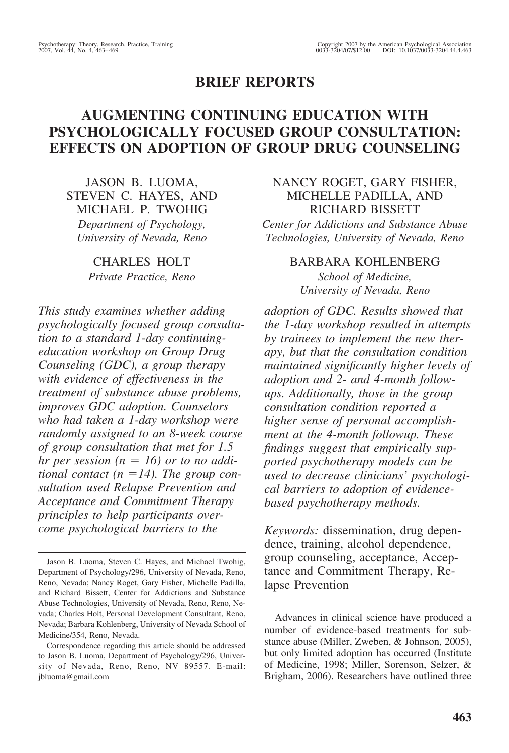## BRIEF REPORTS

# AUGMENTING CONTINUING EDUCATION WITH PSYCHOLOGICALLY FOCUSED GROUP CONSULTATION: EFFECTS ON ADOPTION OF GROUP DRUG COUNSELING

JASON B. LUOMA, STEVEN C. HAYES, AND MICHAEL P. TWOHIG
*Department of Psychology, University of Nevada, Reno*

NANCY ROGET, GARY FISHER, MICHELLE PADILLA, AND RICHARD BISSETT
*Center for Addictions and Substance Abuse Technologies, University of Nevada, Reno*

CHARLES HOLT
*Private Practice, Reno*

BARBARA KOHLENBERG
*School of Medicine, University of Nevada, Reno*

*This study examines whether adding psychologically focused group consultation to a standard 1-day continuing-education workshop on Group Drug Counseling (GDC), a group therapy with evidence of effectiveness in the treatment of substance abuse problems, improves GDC adoption. Counselors who had taken a 1-day workshop were randomly assigned to an 8-week course of group consultation that met for 1.5 hr per session (n = 16) or to no additional contact (n =14). The group consultation used Relapse Prevention and Acceptance and Commitment Therapy principles to help participants overcome psychological barriers to the adoption of GDC. Results showed that the 1-day workshop resulted in attempts by trainees to implement the new therapy, but that the consultation condition maintained significantly higher levels of adoption and 2- and 4-month follow-ups. Additionally, those in the group consultation condition reported a higher sense of personal accomplishment at the 4-month followup. These findings suggest that empirically supported psychotherapy models can be used to decrease clinicians' psychological barriers to adoption of evidence-based psychotherapy methods.*

*Keywords:* dissemination, drug dependence, training, alcohol dependence, group counseling, acceptance, Acceptance and Commitment Therapy, Relapse Prevention

Jason B. Luoma, Steven C. Hayes, and Michael Twohig, Department of Psychology/296, University of Nevada, Reno, Reno, Nevada; Nancy Roget, Gary Fisher, Michelle Padilla, and Richard Bissett, Center for Addictions and Substance Abuse Technologies, University of Nevada, Reno, Reno, Nevada; Charles Holt, Personal Development Consultant, Reno, Nevada; Barbara Kohlenberg, University of Nevada School of Medicine/354, Reno, Nevada.

Correspondence regarding this article should be addressed to Jason B. Luoma, Department of Psychology/296, University of Nevada, Reno, Reno, NV 89557. E-mail: jbluoma@gmail.com

Advances in clinical science have produced a number of evidence-based treatments for substance abuse (Miller, Zweben, & Johnson, 2005), but only limited adoption has occurred (Institute of Medicine, 1998; Miller, Sorenson, Selzer, & Brigham, 2006). Researchers have outlined three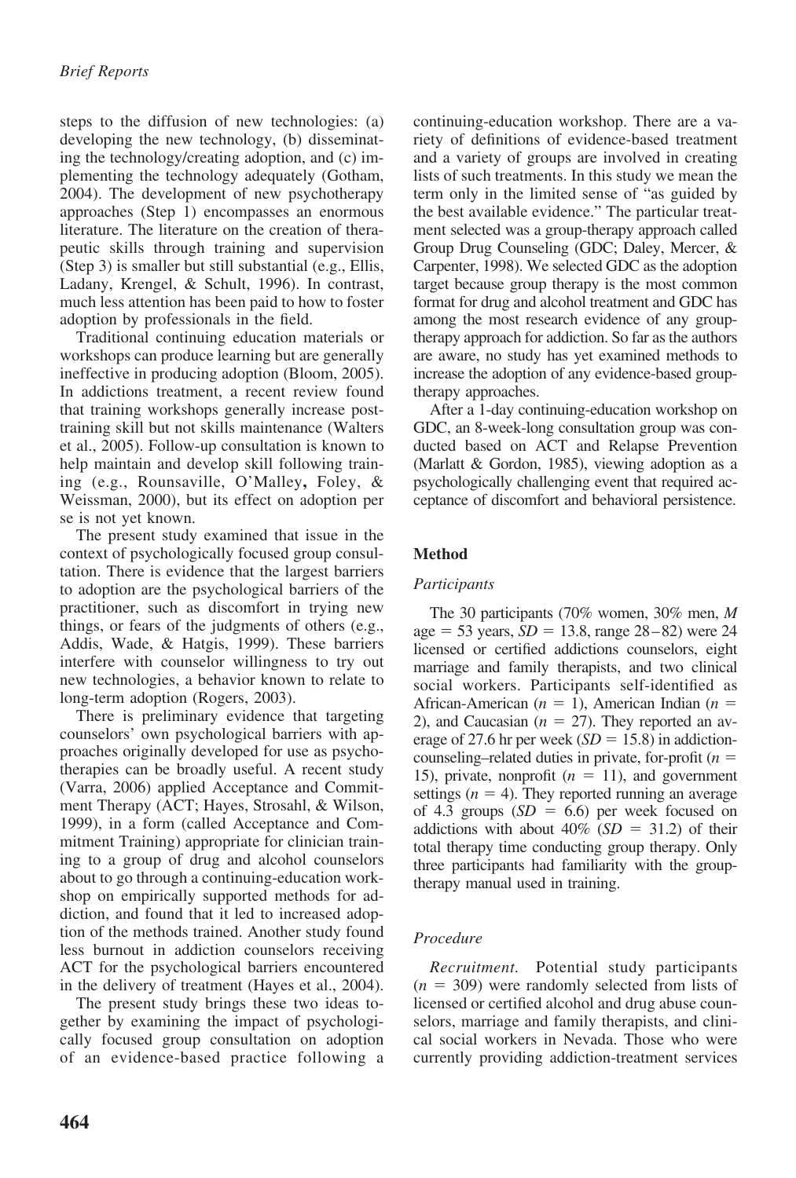steps to the diffusion of new technologies: (a) developing the new technology, (b) disseminating the technology/creating adoption, and (c) implementing the technology adequately (Gotham, 2004). The development of new psychotherapy approaches (Step 1) encompasses an enormous literature. The literature on the creation of therapeutic skills through training and supervision (Step 3) is smaller but still substantial (e.g., Ellis, Ladany, Krengel, & Schult, 1996). In contrast, much less attention has been paid to how to foster adoption by professionals in the field.

Traditional continuing education materials or workshops can produce learning but are generally ineffective in producing adoption (Bloom, 2005). In addictions treatment, a recent review found that training workshops generally increase posttraining skill but not skills maintenance (Walters et al., 2005). Follow-up consultation is known to help maintain and develop skill following training (e.g., Rounsaville, O'Malley, Foley, & Weissman, 2000), but its effect on adoption per se is not yet known.

The present study examined that issue in the context of psychologically focused group consultation. There is evidence that the largest barriers to adoption are the psychological barriers of the practitioner, such as discomfort in trying new things, or fears of the judgments of others (e.g., Addis, Wade, & Hatgis, 1999). These barriers interfere with counselor willingness to try out new technologies, a behavior known to relate to long-term adoption (Rogers, 2003).

There is preliminary evidence that targeting counselors' own psychological barriers with approaches originally developed for use as psychotherapies can be broadly useful. A recent study (Varra, 2006) applied Acceptance and Commitment Therapy (ACT; Hayes, Strosahl, & Wilson, 1999), in a form (called Acceptance and Commitment Training) appropriate for clinician training to a group of drug and alcohol counselors about to go through a continuing-education workshop on empirically supported methods for addiction, and found that it led to increased adoption of the methods trained. Another study found less burnout in addiction counselors receiving ACT for the psychological barriers encountered in the delivery of treatment (Hayes et al., 2004).

The present study brings these two ideas together by examining the impact of psychologically focused group consultation on adoption of an evidence-based practice following a continuing-education workshop. There are a variety of definitions of evidence-based treatment and a variety of groups are involved in creating lists of such treatments. In this study we mean the term only in the limited sense of "as guided by the best available evidence." The particular treatment selected was a group-therapy approach called Group Drug Counseling (GDC; Daley, Mercer, & Carpenter, 1998). We selected GDC as the adoption target because group therapy is the most common format for drug and alcohol treatment and GDC has among the most research evidence of any group-therapy approach for addiction. So far as the authors are aware, no study has yet examined methods to increase the adoption of any evidence-based group-therapy approaches.

After a 1-day continuing-education workshop on GDC, an 8-week-long consultation group was conducted based on ACT and Relapse Prevention (Marlatt & Gordon, 1985), viewing adoption as a psychologically challenging event that required acceptance of discomfort and behavioral persistence.

## Method

### Participants

The 30 participants (70% women, 30% men, $M$ age = 53 years, $SD$ = 13.8, range 28–82) were 24 licensed or certified addictions counselors, eight marriage and family therapists, and two clinical social workers. Participants self-identified as African-American ($n$ = 1), American Indian ($n$ = 2), and Caucasian ($n$ = 27). They reported an average of 27.6 hr per week ($SD$ = 15.8) in addiction-counseling–related duties in private, for-profit ($n$ = 15), private, nonprofit ($n$ = 11), and government settings ($n$ = 4). They reported running an average of 4.3 groups ($SD$ = 6.6) per week focused on addictions with about 40% ($SD$ = 31.2) of their total therapy time conducting group therapy. Only three participants had familiarity with the group-therapy manual used in training.

### Procedure

*Recruitment.* Potential study participants ($n$ = 309) were randomly selected from lists of licensed or certified alcohol and drug abuse counselors, marriage and family therapists, and clinical social workers in Nevada. Those who were currently providing addiction-treatment services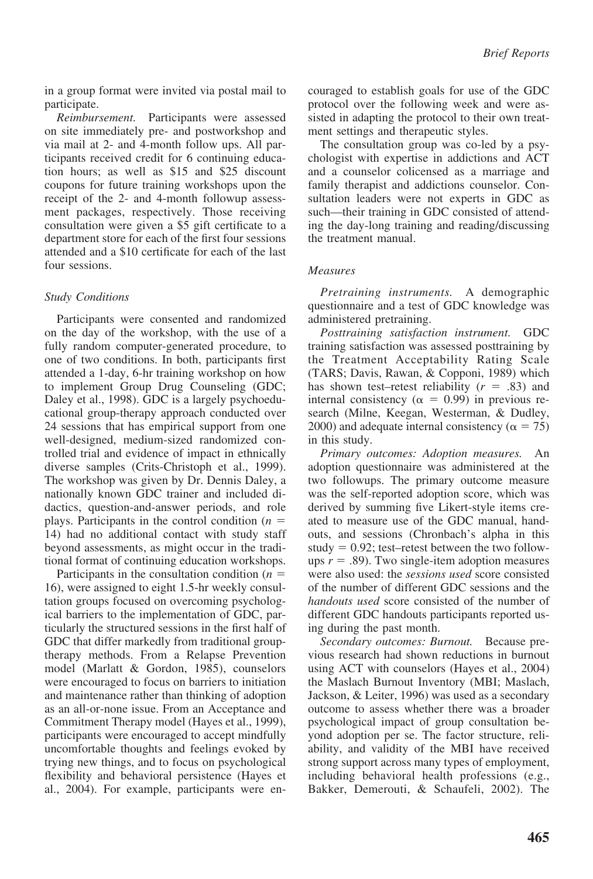in a group format were invited via postal mail to participate.

*Reimbursement.* Participants were assessed on site immediately pre- and postworkshop and via mail at 2- and 4-month follow ups. All participants received credit for 6 continuing education hours; as well as \$15 and \$25 discount coupons for future training workshops upon the receipt of the 2- and 4-month followup assessment packages, respectively. Those receiving consultation were given a \$5 gift certificate to a department store for each of the first four sessions attended and a \$10 certificate for each of the last four sessions.

### Study Conditions

Participants were consented and randomized on the day of the workshop, with the use of a fully random computer-generated procedure, to one of two conditions. In both, participants first attended a 1-day, 6-hr training workshop on how to implement Group Drug Counseling (GDC; Daley et al., 1998). GDC is a largely psychoeducational group-therapy approach conducted over 24 sessions that has empirical support from one well-designed, medium-sized randomized controlled trial and evidence of impact in ethnically diverse samples (Crits-Christoph et al., 1999). The workshop was given by Dr. Dennis Daley, a nationally known GDC trainer and included didactics, question-and-answer periods, and role plays. Participants in the control condition ($n$ = 14) had no additional contact with study staff beyond assessments, as might occur in the traditional format of continuing education workshops.

Participants in the consultation condition ($n$ = 16), were assigned to eight 1.5-hr weekly consultation groups focused on overcoming psychological barriers to the implementation of GDC, particularly the structured sessions in the first half of GDC that differ markedly from traditional group-therapy methods. From a Relapse Prevention model (Marlatt & Gordon, 1985), counselors were encouraged to focus on barriers to initiation and maintenance rather than thinking of adoption as an all-or-none issue. From an Acceptance and Commitment Therapy model (Hayes et al., 1999), participants were encouraged to accept mindfully uncomfortable thoughts and feelings evoked by trying new things, and to focus on psychological flexibility and behavioral persistence (Hayes et al., 2004). For example, participants were encouraged to establish goals for use of the GDC protocol over the following week and were assisted in adapting the protocol to their own treatment settings and therapeutic styles.

The consultation group was co-led by a psychologist with expertise in addictions and ACT and a counselor colicensed as a marriage and family therapist and addictions counselor. Consultation leaders were not experts in GDC as such—their training in GDC consisted of attending the day-long training and reading/discussing the treatment manual.

### Measures

*Pretraining instruments.* A demographic questionnaire and a test of GDC knowledge was administered pretraining.

*Posttraining satisfaction instrument.* GDC training satisfaction was assessed posttraining by the Treatment Acceptability Rating Scale (TARS; Davis, Rawan, & Copponi, 1989) which has shown test–retest reliability ($r$ = .83) and internal consistency ($\alpha$ = 0.99) in previous research (Milne, Keegan, Westerman, & Dudley, 2000) and adequate internal consistency ($\alpha$ = 75) in this study.

*Primary outcomes: Adoption measures.* An adoption questionnaire was administered at the two followups. The primary outcome measure was the self-reported adoption score, which was derived by summing five Likert-style items created to measure use of the GDC manual, handouts, and sessions (Chronbach's alpha in this study = 0.92; test–retest between the two followups $r$ = .89). Two single-item adoption measures were also used: the *sessions used* score consisted of the number of different GDC sessions and the *handouts used* score consisted of the number of different GDC handouts participants reported using during the past month.

*Secondary outcomes: Burnout.* Because previous research had shown reductions in burnout using ACT with counselors (Hayes et al., 2004) the Maslach Burnout Inventory (MBI; Maslach, Jackson, & Leiter, 1996) was used as a secondary outcome to assess whether there was a broader psychological impact of group consultation beyond adoption per se. The factor structure, reliability, and validity of the MBI have received strong support across many types of employment, including behavioral health professions (e.g., Bakker, Demerouti, & Schaufeli, 2002). The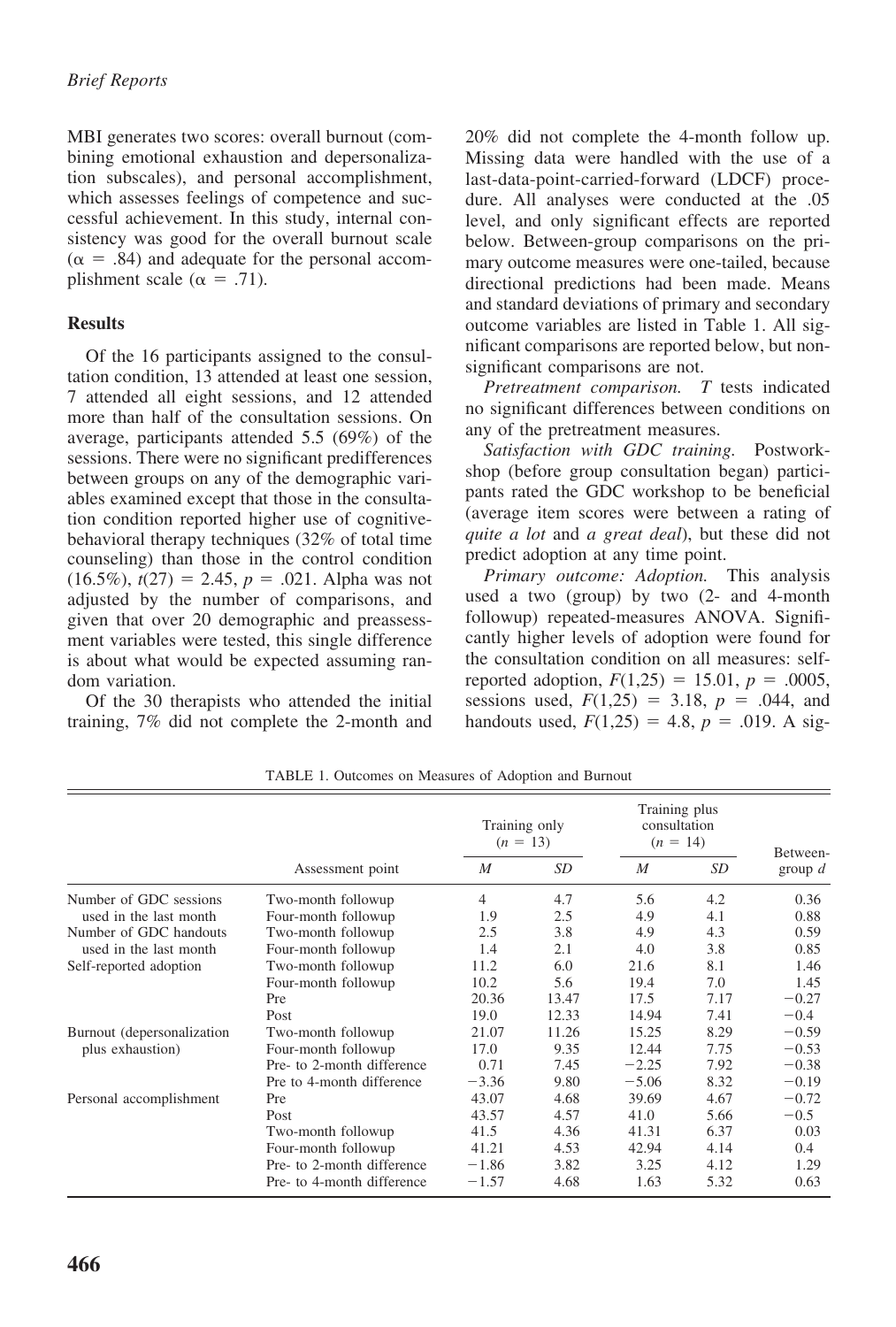MBI generates two scores: overall burnout (combining emotional exhaustion and depersonalization subscales), and personal accomplishment, which assesses feelings of competence and successful achievement. In this study, internal consistency was good for the overall burnout scale ($\alpha = .84$) and adequate for the personal accomplishment scale ($\alpha = .71$).

## Results

Of the 16 participants assigned to the consultation condition, 13 attended at least one session, 7 attended all eight sessions, and 12 attended more than half of the consultation sessions. On average, participants attended 5.5 (69%) of the sessions. There were no significant predifferences between groups on any of the demographic variables examined except that those in the consultation condition reported higher use of cognitive-behavioral therapy techniques (32% of total time counseling) than those in the control condition (16.5%), $t(27) = 2.45$, $p = .021$. Alpha was not adjusted by the number of comparisons, and given that over 20 demographic and preassessment variables were tested, this single difference is about what would be expected assuming random variation.

Of the 30 therapists who attended the initial training, 7% did not complete the 2-month and 20% did not complete the 4-month follow up. Missing data were handled with the use of a last-data-point-carried-forward (LDCF) procedure. All analyses were conducted at the .05 level, and only significant effects are reported below. Between-group comparisons on the primary outcome measures were one-tailed, because directional predictions had been made. Means and standard deviations of primary and secondary outcome variables are listed in Table 1. All significant comparisons are reported below, but nonsignificant comparisons are not.

*Pretreatment comparison.* *T* tests indicated no significant differences between conditions on any of the pretreatment measures.

*Satisfaction with GDC training.* Postworkshop (before group consultation began) participants rated the GDC workshop to be beneficial (average item scores were between a rating of *quite a lot* and *a great deal*), but these did not predict adoption at any time point.

*Primary outcome: Adoption.* This analysis used a two (group) by two (2- and 4-month followup) repeated-measures ANOVA. Significantly higher levels of adoption were found for the consultation condition on all measures: self-reported adoption, $F(1,25) = 15.01$, $p = .0005$, sessions used, $F(1,25) = 3.18$, $p = .044$, and handouts used, $F(1,25) = 4.8$, $p = .019$. A sig-

TABLE 1. Outcomes on Measures of Adoption and Burnout

| | Assessment point | Training only ($n$ = 13) | | Training plus consultation ($n$ = 14) | | Between-group $d$ |
|---|---|---|---|---|---|---|
| | | $M$ | $SD$ | $M$ | $SD$ | |
| Number of GDC sessions used in the last month | Two-month followup | 4 | 4.7 | 5.6 | 4.2 | 0.36 |
| | Four-month followup | 1.9 | 2.5 | 4.9 | 4.1 | 0.88 |
| Number of GDC handouts used in the last month | Two-month followup | 2.5 | 3.8 | 4.9 | 4.3 | 0.59 |
| | Four-month followup | 1.4 | 2.1 | 4.0 | 3.8 | 0.85 |
| Self-reported adoption | Two-month followup | 11.2 | 6.0 | 21.6 | 8.1 | 1.46 |
| | Four-month followup | 10.2 | 5.6 | 19.4 | 7.0 | 1.45 |
| Burnout (depersonalization plus exhaustion) | Pre | 20.36 | 13.47 | 17.5 | 7.17 | −0.27 |
| | Post | 19.0 | 12.33 | 14.94 | 7.41 | −0.4 |
| | Two-month followup | 21.07 | 11.26 | 15.25 | 8.29 | −0.59 |
| | Four-month followup | 17.0 | 9.35 | 12.44 | 7.75 | −0.53 |
| | Pre- to 2-month difference | 0.71 | 7.45 | −2.25 | 7.92 | −0.38 |
| | Pre to 4-month difference | −3.36 | 9.80 | −5.06 | 8.32 | −0.19 |
| Personal accomplishment | Pre | 43.07 | 4.68 | 39.69 | 4.67 | −0.72 |
| | Post | 43.57 | 4.57 | 41.0 | 5.66 | −0.5 |
| | Two-month followup | 41.5 | 4.36 | 41.31 | 6.37 | 0.03 |
| | Four-month followup | 41.21 | 4.53 | 42.94 | 4.14 | 0.4 |
| | Pre- to 2-month difference | −1.86 | 3.82 | 3.25 | 4.12 | 1.29 |
| | Pre- to 4-month difference | −1.57 | 4.68 | 1.63 | 5.32 | 0.63 |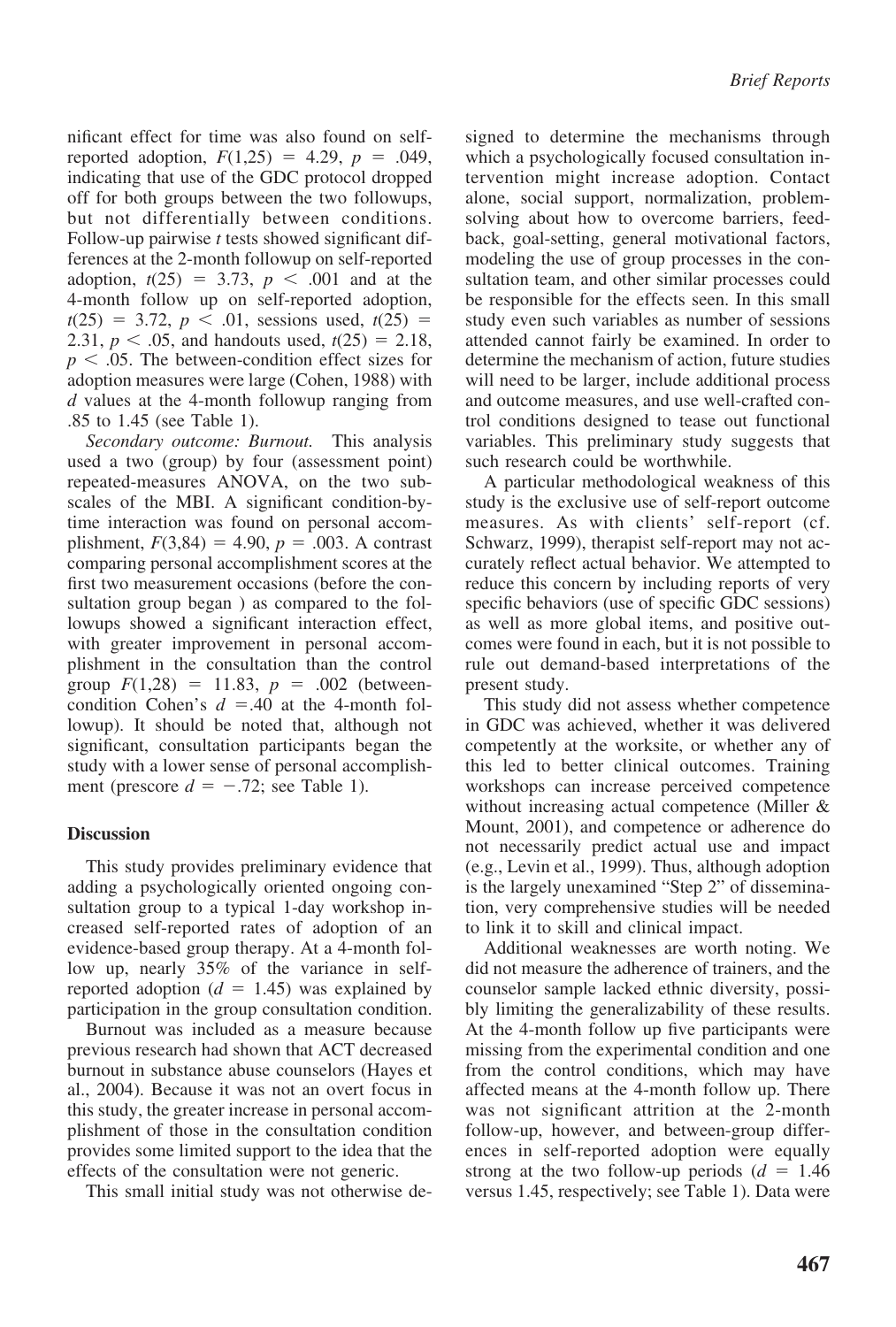nificant effect for time was also found on self-reported adoption, $F(1,25) = 4.29$, $p = .049$, indicating that use of the GDC protocol dropped off for both groups between the two followups, but not differentially between conditions. Follow-up pairwise *t* tests showed significant differences at the 2-month followup on self-reported adoption, $t(25) = 3.73$, $p < .001$ and at the 4-month follow up on self-reported adoption, $t(25) = 3.72$, $p < .01$, sessions used, $t(25) = 2.31$, $p < .05$, and handouts used, $t(25) = 2.18$, $p < .05$. The between-condition effect sizes for adoption measures were large (Cohen, 1988) with *d* values at the 4-month followup ranging from .85 to 1.45 (see Table 1).

*Secondary outcome: Burnout.* This analysis used a two (group) by four (assessment point) repeated-measures ANOVA, on the two subscales of the MBI. A significant condition-by-time interaction was found on personal accomplishment, $F(3,84) = 4.90$, $p = .003$. A contrast comparing personal accomplishment scores at the first two measurement occasions (before the consultation group began ) as compared to the followups showed a significant interaction effect, with greater improvement in personal accomplishment in the consultation than the control group $F(1,28) = 11.83$, $p = .002$ (between-condition Cohen's $d = .40$ at the 4-month followup). It should be noted that, although not significant, consultation participants began the study with a lower sense of personal accomplishment (prescore $d = -.72$; see Table 1).

## Discussion

This study provides preliminary evidence that adding a psychologically oriented ongoing consultation group to a typical 1-day workshop increased self-reported rates of adoption of an evidence-based group therapy. At a 4-month follow up, nearly 35% of the variance in self-reported adoption ($d = 1.45$) was explained by participation in the group consultation condition.

Burnout was included as a measure because previous research had shown that ACT decreased burnout in substance abuse counselors (Hayes et al., 2004). Because it was not an overt focus in this study, the greater increase in personal accomplishment of those in the consultation condition provides some limited support to the idea that the effects of the consultation were not generic.

This small initial study was not otherwise designed to determine the mechanisms through which a psychologically focused consultation intervention might increase adoption. Contact alone, social support, normalization, problem-solving about how to overcome barriers, feedback, goal-setting, general motivational factors, modeling the use of group processes in the consultation team, and other similar processes could be responsible for the effects seen. In this small study even such variables as number of sessions attended cannot fairly be examined. In order to determine the mechanism of action, future studies will need to be larger, include additional process and outcome measures, and use well-crafted control conditions designed to tease out functional variables. This preliminary study suggests that such research could be worthwhile.

A particular methodological weakness of this study is the exclusive use of self-report outcome measures. As with clients' self-report (cf. Schwarz, 1999), therapist self-report may not accurately reflect actual behavior. We attempted to reduce this concern by including reports of very specific behaviors (use of specific GDC sessions) as well as more global items, and positive outcomes were found in each, but it is not possible to rule out demand-based interpretations of the present study.

This study did not assess whether competence in GDC was achieved, whether it was delivered competently at the worksite, or whether any of this led to better clinical outcomes. Training workshops can increase perceived competence without increasing actual competence (Miller & Mount, 2001), and competence or adherence do not necessarily predict actual use and impact (e.g., Levin et al., 1999). Thus, although adoption is the largely unexamined "Step 2" of dissemination, very comprehensive studies will be needed to link it to skill and clinical impact.

Additional weaknesses are worth noting. We did not measure the adherence of trainers, and the counselor sample lacked ethnic diversity, possibly limiting the generalizability of these results. At the 4-month follow up five participants were missing from the experimental condition and one from the control conditions, which may have affected means at the 4-month follow up. There was not significant attrition at the 2-month follow-up, however, and between-group differences in self-reported adoption were equally strong at the two follow-up periods ($d = 1.46$ versus 1.45, respectively; see Table 1). Data were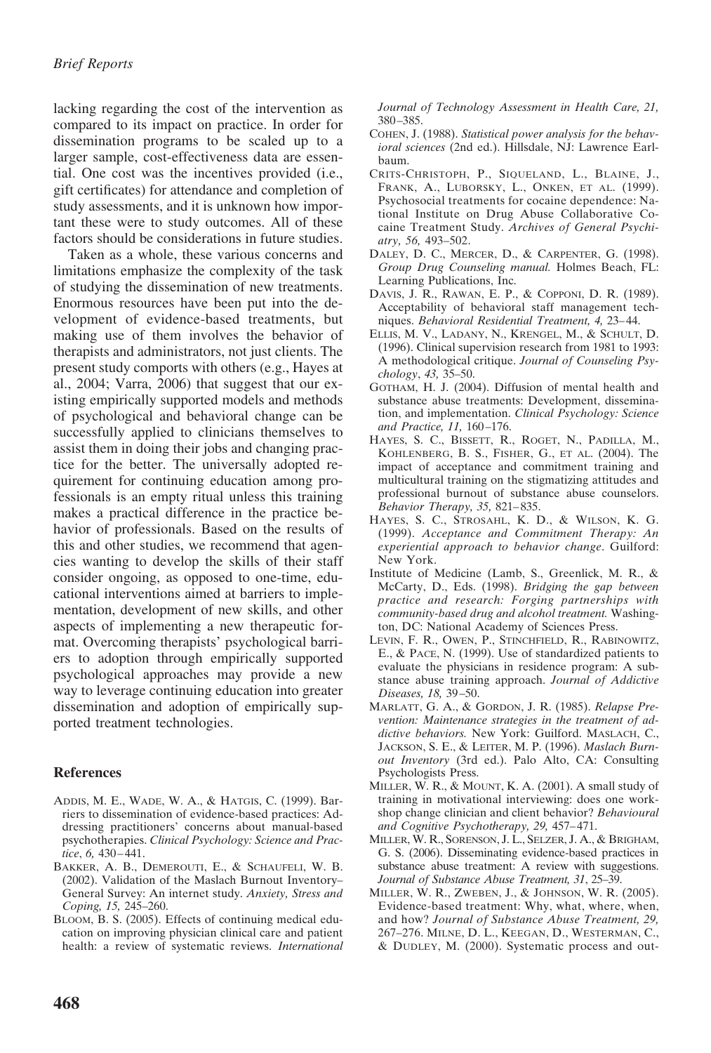lacking regarding the cost of the intervention as compared to its impact on practice. In order for dissemination programs to be scaled up to a larger sample, cost-effectiveness data are essential. One cost was the incentives provided (i.e., gift certificates) for attendance and completion of study assessments, and it is unknown how important these were to study outcomes. All of these factors should be considerations in future studies.

Taken as a whole, these various concerns and limitations emphasize the complexity of the task of studying the dissemination of new treatments. Enormous resources have been put into the development of evidence-based treatments, but making use of them involves the behavior of therapists and administrators, not just clients. The present study comports with others (e.g., Hayes at al., 2004; Varra, 2006) that suggest that our existing empirically supported models and methods of psychological and behavioral change can be successfully applied to clinicians themselves to assist them in doing their jobs and changing practice for the better. The universally adopted requirement for continuing education among professionals is an empty ritual unless this training makes a practical difference in the practice behavior of professionals. Based on the results of this and other studies, we recommend that agencies wanting to develop the skills of their staff consider ongoing, as opposed to one-time, educational interventions aimed at barriers to implementation, development of new skills, and other aspects of implementing a new therapeutic format. Overcoming therapists' psychological barriers to adoption through empirically supported psychological approaches may provide a new way to leverage continuing education into greater dissemination and adoption of empirically supported treatment technologies.

## References

Addis, M. E., Wade, W. A., & Hatgis, C. (1999). Barriers to dissemination of evidence-based practices: Addressing practitioners' concerns about manual-based psychotherapies. *Clinical Psychology: Science and Practice*, *6,* 430–441.

Bakker, A. B., Demerouti, E., & Schaufeli, W. B. (2002). Validation of the Maslach Burnout Inventory–General Survey: An internet study. *Anxiety, Stress and Coping, 15,* 245–260.

Bloom, B. S. (2005). Effects of continuing medical education on improving physician clinical care and patient health: a review of systematic reviews. *International Journal of Technology Assessment in Health Care, 21,* 380–385.

Cohen, J. (1988). *Statistical power analysis for the behavioral sciences* (2nd ed.). Hillsdale, NJ: Lawrence Earlbaum.

Crits-Christoph, P., Siqueland, L., Blaine, J., Frank, A., Luborsky, L., Onken, et al. (1999). Psychosocial treatments for cocaine dependence: National Institute on Drug Abuse Collaborative Cocaine Treatment Study. *Archives of General Psychiatry, 56,* 493–502.

Daley, D. C., Mercer, D., & Carpenter, G. (1998). *Group Drug Counseling manual.* Holmes Beach, FL: Learning Publications, Inc.

Davis, J. R., Rawan, E. P., & Copponi, D. R. (1989). Acceptability of behavioral staff management techniques. *Behavioral Residential Treatment, 4,* 23–44.

Ellis, M. V., Ladany, N., Krengel, M., & Schult, D. (1996). Clinical supervision research from 1981 to 1993: A methodological critique. *Journal of Counseling Psychology*, *43,* 35–50.

Gotham, H. J. (2004). Diffusion of mental health and substance abuse treatments: Development, dissemination, and implementation. *Clinical Psychology: Science and Practice, 11,* 160–176.

Hayes, S. C., Bissett, R., Roget, N., Padilla, M., Kohlenberg, B. S., Fisher, G., et al. (2004). The impact of acceptance and commitment training and multicultural training on the stigmatizing attitudes and professional burnout of substance abuse counselors. *Behavior Therapy, 35,* 821–835.

Hayes, S. C., Strosahl, K. D., & Wilson, K. G. (1999). *Acceptance and Commitment Therapy: An experiential approach to behavior change*. Guilford: New York.

Institute of Medicine (Lamb, S., Greenlick, M. R., & McCarty, D., Eds. (1998). *Bridging the gap between practice and research: Forging partnerships with community-based drug and alcohol treatment.* Washington, DC: National Academy of Sciences Press.

Levin, F. R., Owen, P., Stinchfield, R., Rabinowitz, E., & Pace, N. (1999). Use of standardized patients to evaluate the physicians in residence program: A substance abuse training approach. *Journal of Addictive Diseases, 18,* 39–50.

Marlatt, G. A., & Gordon, J. R. (1985). *Relapse Prevention: Maintenance strategies in the treatment of addictive behaviors.* New York: Guilford. Maslach, C., Jackson, S. E., & Leiter, M. P. (1996). *Maslach Burnout Inventory* (3rd ed.). Palo Alto, CA: Consulting Psychologists Press.

Miller, W. R., & Mount, K. A. (2001). A small study of training in motivational interviewing: does one workshop change clinician and client behavior? *Behavioural and Cognitive Psychotherapy, 29,* 457–471.

Miller, W. R., Sorenson, J. L., Selzer, J. A., & Brigham, G. S. (2006). Disseminating evidence-based practices in substance abuse treatment: A review with suggestions. *Journal of Substance Abuse Treatment, 31*, 25–39.

Miller, W. R., Zweben, J., & Johnson, W. R. (2005). Evidence-based treatment: Why, what, where, when, and how? *Journal of Substance Abuse Treatment, 29,* 267–276. Milne, D. L., Keegan, D., Westerman, C., & Dudley, M. (2000). Systematic process and out-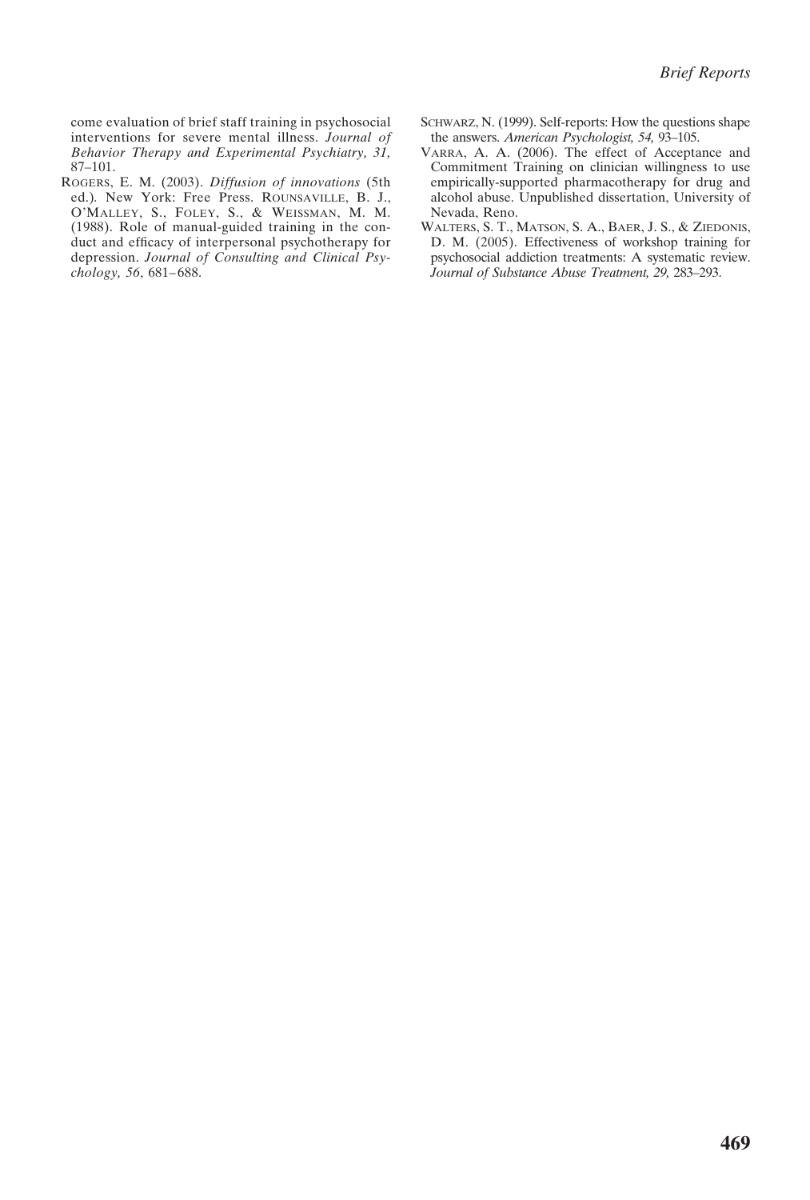come evaluation of brief staff training in psychosocial interventions for severe mental illness. *Journal of Behavior Therapy and Experimental Psychiatry, 31,* 87–101.

ROGERS, E. M. (2003). *Diffusion of innovations* (5th ed.). New York: Free Press.

ROUNSAVILLE, B. J., O'MALLEY, S., FOLEY, S., & WEISSMAN, M. M. (1988). Role of manual-guided training in the conduct and efficacy of interpersonal psychotherapy for depression. *Journal of Consulting and Clinical Psychology, 56*, 681–688.

SCHWARZ, N. (1999). Self-reports: How the questions shape the answers. *American Psychologist, 54,* 93–105.

VARRA, A. A. (2006). The effect of Acceptance and Commitment Training on clinician willingness to use empirically-supported pharmacotherapy for drug and alcohol abuse. Unpublished dissertation, University of Nevada, Reno.

WALTERS, S. T., MATSON, S. A., BAER, J. S., & ZIEDONIS, D. M. (2005). Effectiveness of workshop training for psychosocial addiction treatments: A systematic review. *Journal of Substance Abuse Treatment, 29,* 283–293.